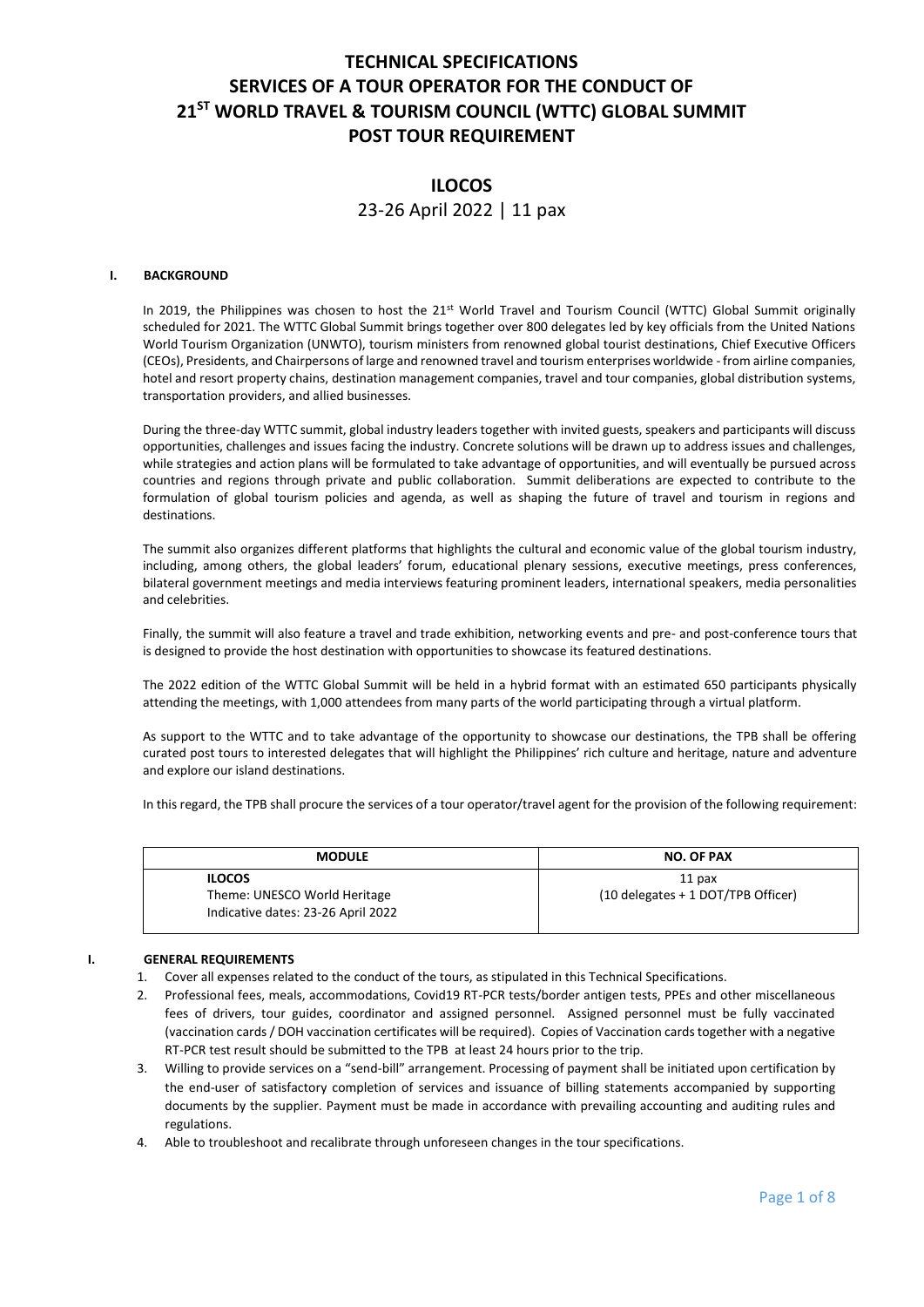# TECHNICAL SPECIFICATIONS
# SERVICES OF A TOUR OPERATOR FOR THE CONDUCT OF 21ST WORLD TRAVEL & TOURISM COUNCIL (WTTC) GLOBAL SUMMIT
# POST TOUR REQUIREMENT

## ILOCOS

23-26 April 2022 | 11 pax

### I. BACKGROUND

In 2019, the Philippines was chosen to host the 21st World Travel and Tourism Council (WTTC) Global Summit originally scheduled for 2021. The WTTC Global Summit brings together over 800 delegates led by key officials from the United Nations World Tourism Organization (UNWTO), tourism ministers from renowned global tourist destinations, Chief Executive Officers (CEOs), Presidents, and Chairpersons of large and renowned travel and tourism enterprises worldwide - from airline companies, hotel and resort property chains, destination management companies, travel and tour companies, global distribution systems, transportation providers, and allied businesses.

During the three-day WTTC summit, global industry leaders together with invited guests, speakers and participants will discuss opportunities, challenges and issues facing the industry. Concrete solutions will be drawn up to address issues and challenges, while strategies and action plans will be formulated to take advantage of opportunities, and will eventually be pursued across countries and regions through private and public collaboration. Summit deliberations are expected to contribute to the formulation of global tourism policies and agenda, as well as shaping the future of travel and tourism in regions and destinations.

The summit also organizes different platforms that highlights the cultural and economic value of the global tourism industry, including, among others, the global leaders' forum, educational plenary sessions, executive meetings, press conferences, bilateral government meetings and media interviews featuring prominent leaders, international speakers, media personalities and celebrities.

Finally, the summit will also feature a travel and trade exhibition, networking events and pre- and post-conference tours that is designed to provide the host destination with opportunities to showcase its featured destinations.

The 2022 edition of the WTTC Global Summit will be held in a hybrid format with an estimated 650 participants physically attending the meetings, with 1,000 attendees from many parts of the world participating through a virtual platform.

As support to the WTTC and to take advantage of the opportunity to showcase our destinations, the TPB shall be offering curated post tours to interested delegates that will highlight the Philippines' rich culture and heritage, nature and adventure and explore our island destinations.

In this regard, the TPB shall procure the services of a tour operator/travel agent for the provision of the following requirement:

| MODULE | NO. OF PAX |
|---|---|
| **ILOCOS**<br>Theme: UNESCO World Heritage<br>Indicative dates: 23-26 April 2022 | 11 pax<br>(10 delegates + 1 DOT/TPB Officer) |

### I. GENERAL REQUIREMENTS

1. Cover all expenses related to the conduct of the tours, as stipulated in this Technical Specifications.
2. Professional fees, meals, accommodations, Covid19 RT-PCR tests/border antigen tests, PPEs and other miscellaneous fees of drivers, tour guides, coordinator and assigned personnel. Assigned personnel must be fully vaccinated (vaccination cards / DOH vaccination certificates will be required). Copies of Vaccination cards together with a negative RT-PCR test result should be submitted to the TPB at least 24 hours prior to the trip.
3. Willing to provide services on a "send-bill" arrangement. Processing of payment shall be initiated upon certification by the end-user of satisfactory completion of services and issuance of billing statements accompanied by supporting documents by the supplier. Payment must be made in accordance with prevailing accounting and auditing rules and regulations.
4. Able to troubleshoot and recalibrate through unforeseen changes in the tour specifications.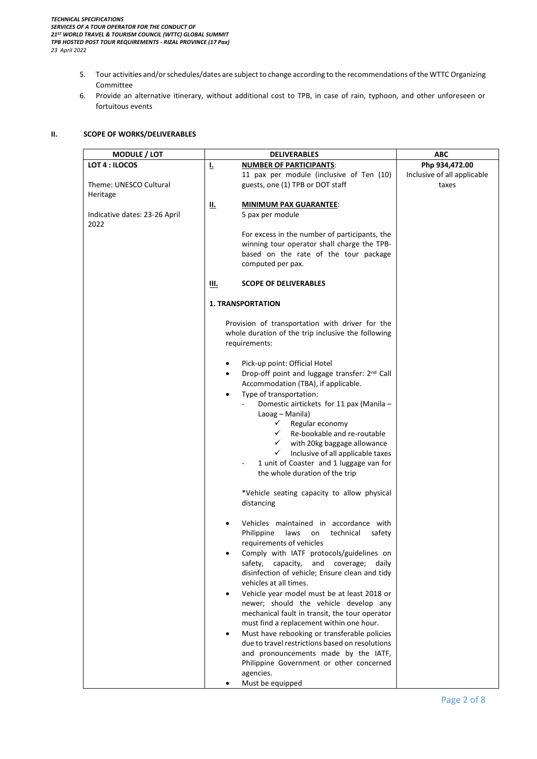5. Tour activities and/or schedules/dates are subject to change according to the recommendations of the WTTC Organizing Committee
6. Provide an alternative itinerary, without additional cost to TPB, in case of rain, typhoon, and other unforeseen or fortuitous events

## II. SCOPE OF WORKS/DELIVERABLES

| MODULE / LOT | DELIVERABLES | ABC |
|---|---|---|
| **LOT 4 : ILOCOS**<br><br>Theme: UNESCO Cultural Heritage<br><br>Indicative dates: 23-26 April 2022 | **I. NUMBER OF PARTICIPANTS**:<br>11 pax per module (inclusive of Ten (10) guests, one (1) TPB or DOT staff<br><br>**II. MINIMUM PAX GUARANTEE**:<br>5 pax per module<br><br>For excess in the number of participants, the winning tour operator shall charge the TPB-based on the rate of the tour package computed per pax.<br><br>**III. SCOPE OF DELIVERABLES**<br><br>**1. TRANSPORTATION**<br><br>Provision of transportation with driver for the whole duration of the trip inclusive the following requirements:<br><br>• Pick-up point: Official Hotel<br>• Drop-off point and luggage transfer: 2nd Call Accommodation (TBA), if applicable.<br>• Type of transportation:<br>&nbsp;&nbsp;- Domestic airtickets for 11 pax (Manila – Laoag – Manila)<br>&nbsp;&nbsp;&nbsp;&nbsp;✓ Regular economy<br>&nbsp;&nbsp;&nbsp;&nbsp;✓ Re-bookable and re-routable<br>&nbsp;&nbsp;&nbsp;&nbsp;✓ with 20kg baggage allowance<br>&nbsp;&nbsp;&nbsp;&nbsp;✓ Inclusive of all applicable taxes<br>&nbsp;&nbsp;- 1 unit of Coaster and 1 luggage van for the whole duration of the trip<br><br>*Vehicle seating capacity to allow physical distancing<br><br>• Vehicles maintained in accordance with Philippine laws on technical safety requirements of vehicles<br>• Comply with IATF protocols/guidelines on safety, capacity, and coverage; daily disinfection of vehicle; Ensure clean and tidy vehicles at all times.<br>• Vehicle year model must be at least 2018 or newer; should the vehicle develop any mechanical fault in transit, the tour operator must find a replacement within one hour.<br>• Must have rebooking or transferable policies due to travel restrictions based on resolutions and pronouncements made by the IATF, Philippine Government or other concerned agencies.<br>• Must be equipped | **Php 934,472.00**<br>Inclusive of all applicable taxes |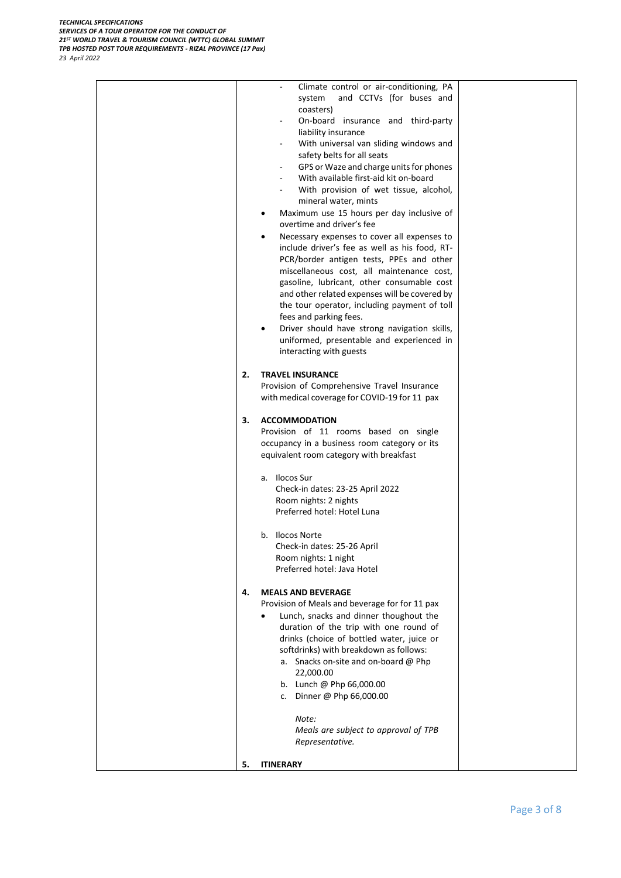| | - Climate control or air-conditioning, PA system and CCTVs (for buses and coasters)<br>- On-board insurance and third-party liability insurance<br>- With universal van sliding windows and safety belts for all seats<br>- GPS or Waze and charge units for phones<br>- With available first-aid kit on-board<br>- With provision of wet tissue, alcohol, mineral water, mints<br>• Maximum use 15 hours per day inclusive of overtime and driver's fee<br>• Necessary expenses to cover all expenses to include driver's fee as well as his food, RT-PCR/border antigen tests, PPEs and other miscellaneous cost, all maintenance cost, gasoline, lubricant, other consumable cost and other related expenses will be covered by the tour operator, including payment of toll fees and parking fees.<br>• Driver should have strong navigation skills, uniformed, presentable and experienced in interacting with guests<br><br>**2. TRAVEL INSURANCE**<br>Provision of Comprehensive Travel Insurance with medical coverage for COVID-19 for 11 pax<br><br>**3. ACCOMMODATION**<br>Provision of 11 rooms based on single occupancy in a business room category or its equivalent room category with breakfast<br><br>a. Ilocos Sur<br>Check-in dates: 23-25 April 2022<br>Room nights: 2 nights<br>Preferred hotel: Hotel Luna<br><br>b. Ilocos Norte<br>Check-in dates: 25-26 April<br>Room nights: 1 night<br>Preferred hotel: Java Hotel<br><br>**4. MEALS AND BEVERAGE**<br>Provision of Meals and beverage for for 11 pax<br>• Lunch, snacks and dinner thoughout the duration of the trip with one round of drinks (choice of bottled water, juice or softdrinks) with breakdown as follows:<br>a. Snacks on-site and on-board @ Php 22,000.00<br>b. Lunch @ Php 66,000.00<br>c. Dinner @ Php 66,000.00<br><br>*Note:*<br>*Meals are subject to approval of TPB Representative.*<br><br>**5. ITINERARY** | |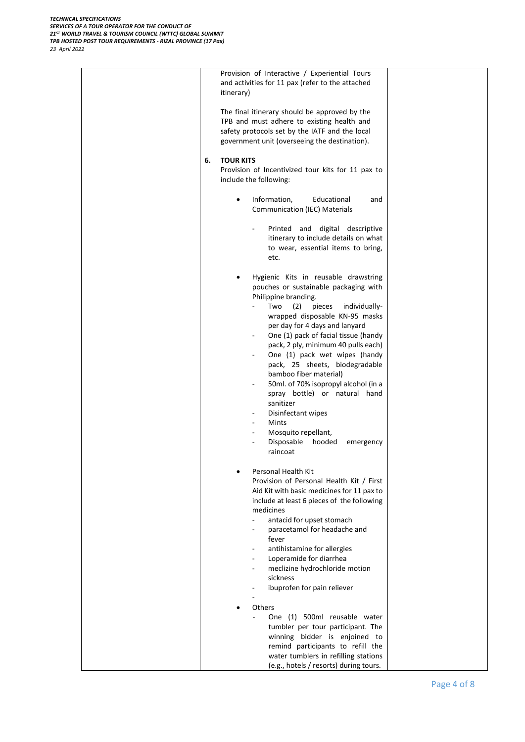| | | |
|---|---|---|
| | Provision of Interactive / Experiential Tours and activities for 11 pax (refer to the attached itinerary)<br><br>The final itinerary should be approved by the TPB and must adhere to existing health and safety protocols set by the IATF and the local government unit (overseeing the destination).<br><br>**6. TOUR KITS**<br>Provision of Incentivized tour kits for 11 pax to include the following:<br><br>• Information, Educational and Communication (IEC) Materials<br>- Printed and digital descriptive itinerary to include details on what to wear, essential items to bring, etc.<br><br>• Hygienic Kits in reusable drawstring pouches or sustainable packaging with Philippine branding.<br>- Two (2) pieces individually-wrapped disposable KN-95 masks per day for 4 days and lanyard<br>- One (1) pack of facial tissue (handy pack, 2 ply, minimum 40 pulls each)<br>- One (1) pack wet wipes (handy pack, 25 sheets, biodegradable bamboo fiber material)<br>- 50ml. of 70% isopropyl alcohol (in a spray bottle) or natural hand sanitizer<br>- Disinfectant wipes<br>- Mints<br>- Mosquito repellant,<br>- Disposable hooded emergency raincoat<br><br>• Personal Health Kit<br>Provision of Personal Health Kit / First Aid Kit with basic medicines for 11 pax to include at least 6 pieces of the following medicines<br>- antacid for upset stomach<br>- paracetamol for headache and fever<br>- antihistamine for allergies<br>- Loperamide for diarrhea<br>- meclizine hydrochloride motion sickness<br>- ibuprofen for pain reliever<br>-<br><br>• Others<br>- One (1) 500ml reusable water tumbler per tour participant. The winning bidder is enjoined to remind participants to refill the water tumblers in refilling stations (e.g., hotels / resorts) during tours. | |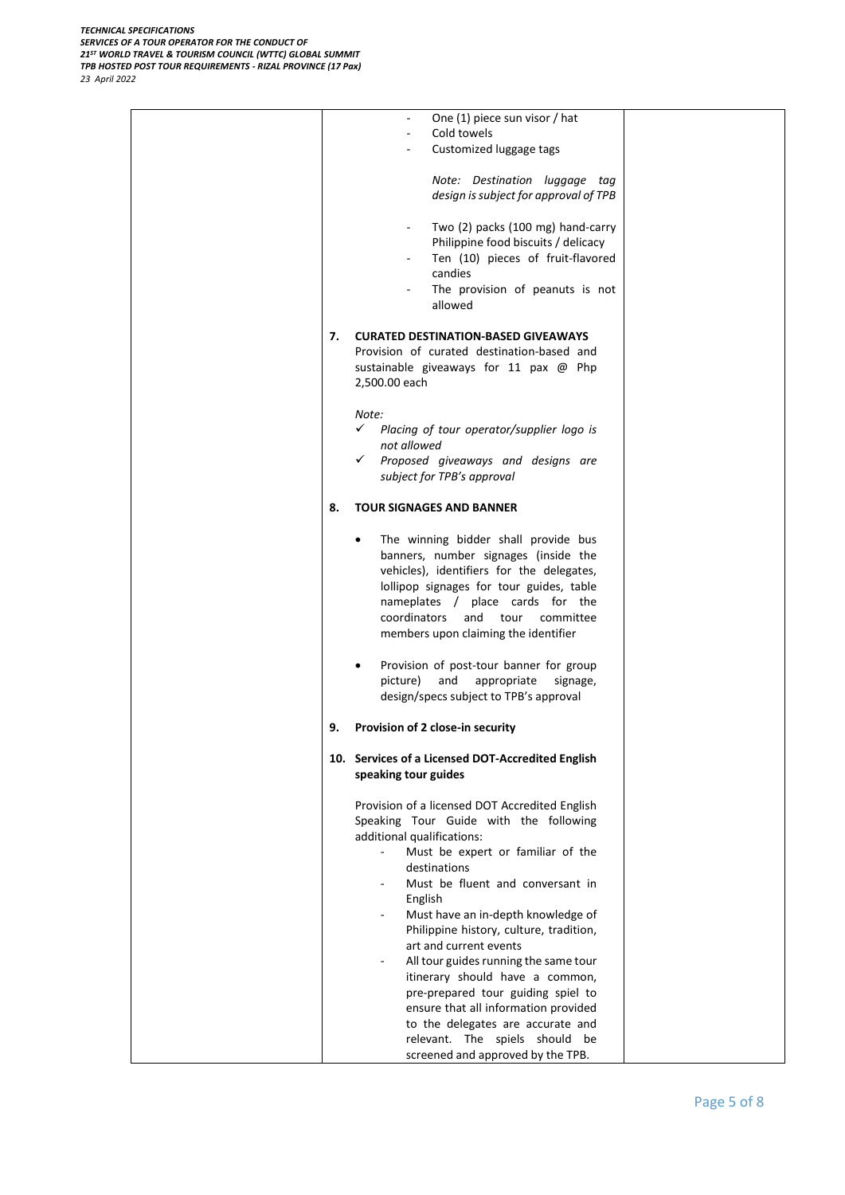- One (1) piece sun visor / hat
- Cold towels
- Customized luggage tags

  *Note: Destination luggage tag design is subject for approval of TPB*

- Two (2) packs (100 mg) hand-carry Philippine food biscuits / delicacy
- Ten (10) pieces of fruit-flavored candies
- The provision of peanuts is not allowed

**7. CURATED DESTINATION-BASED GIVEAWAYS**

Provision of curated destination-based and sustainable giveaways for 11 pax @ Php 2,500.00 each

*Note:*

- ✓ *Placing of tour operator/supplier logo is not allowed*
- ✓ *Proposed giveaways and designs are subject for TPB's approval*

**8. TOUR SIGNAGES AND BANNER**

- The winning bidder shall provide bus banners, number signages (inside the vehicles), identifiers for the delegates, lollipop signages for tour guides, table nameplates / place cards for the coordinators and tour committee members upon claiming the identifier
- Provision of post-tour banner for group picture) and appropriate signage, design/specs subject to TPB's approval

**9. Provision of 2 close-in security**

**10. Services of a Licensed DOT-Accredited English speaking tour guides**

Provision of a licensed DOT Accredited English Speaking Tour Guide with the following additional qualifications:

- Must be expert or familiar of the destinations
- Must be fluent and conversant in English
- Must have an in-depth knowledge of Philippine history, culture, tradition, art and current events
- All tour guides running the same tour itinerary should have a common, pre-prepared tour guiding spiel to ensure that all information provided to the delegates are accurate and relevant. The spiels should be screened and approved by the TPB.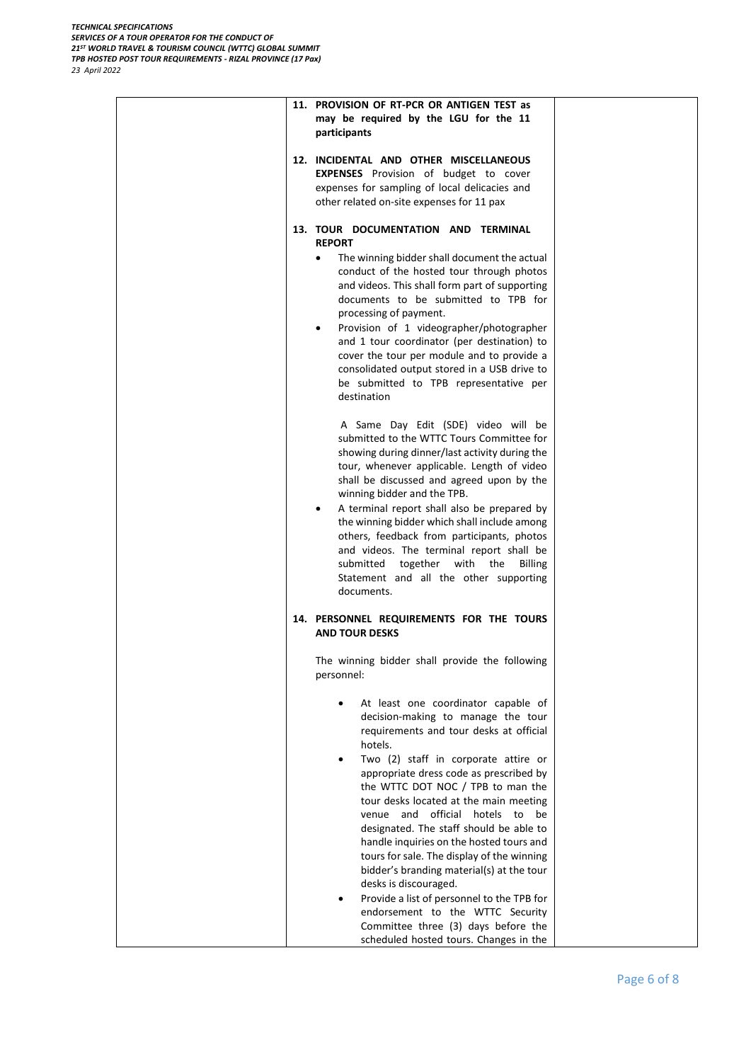| | **11. PROVISION OF RT-PCR OR ANTIGEN TEST as may be required by the LGU for the 11 participants**<br><br>**12. INCIDENTAL AND OTHER MISCELLANEOUS EXPENSES** Provision of budget to cover expenses for sampling of local delicacies and other related on-site expenses for 11 pax<br><br>**13. TOUR DOCUMENTATION AND TERMINAL REPORT**<br>• The winning bidder shall document the actual conduct of the hosted tour through photos and videos. This shall form part of supporting documents to be submitted to TPB for processing of payment.<br>• Provision of 1 videographer/photographer and 1 tour coordinator (per destination) to cover the tour per module and to provide a consolidated output stored in a USB drive to be submitted to TPB representative per destination<br><br>A Same Day Edit (SDE) video will be submitted to the WTTC Tours Committee for showing during dinner/last activity during the tour, whenever applicable. Length of video shall be discussed and agreed upon by the winning bidder and the TPB.<br>• A terminal report shall also be prepared by the winning bidder which shall include among others, feedback from participants, photos and videos. The terminal report shall be submitted together with the Billing Statement and all the other supporting documents.<br><br>**14. PERSONNEL REQUIREMENTS FOR THE TOURS AND TOUR DESKS**<br><br>The winning bidder shall provide the following personnel:<br><br>• At least one coordinator capable of decision-making to manage the tour requirements and tour desks at official hotels.<br>• Two (2) staff in corporate attire or appropriate dress code as prescribed by the WTTC DOT NOC / TPB to man the tour desks located at the main meeting venue and official hotels to be designated. The staff should be able to handle inquiries on the hosted tours and tours for sale. The display of the winning bidder's branding material(s) at the tour desks is discouraged.<br>• Provide a list of personnel to the TPB for endorsement to the WTTC Security Committee three (3) days before the scheduled hosted tours. Changes in the | |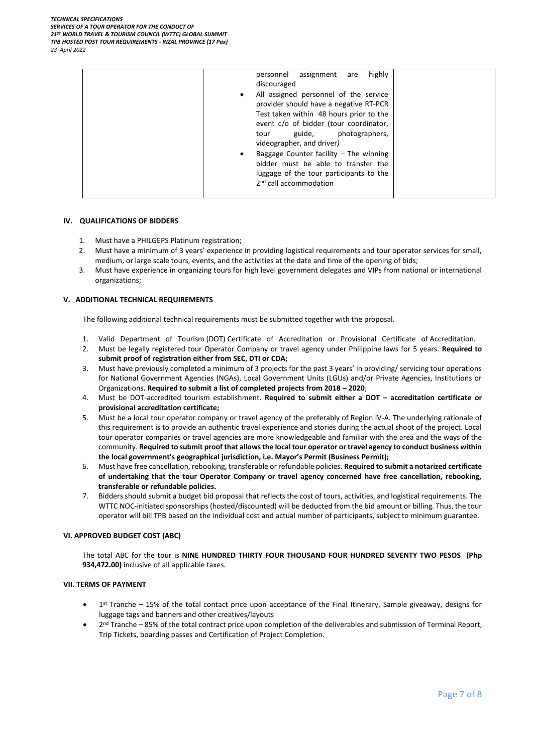| | • personnel assignment are highly discouraged<br>• All assigned personnel of the service provider should have a negative RT-PCR Test taken within 48 hours prior to the event c/o of bidder (tour coordinator, tour guide, photographers, videographer, and driver)<br>• Baggage Counter facility – The winning bidder must be able to transfer the luggage of the tour participants to the 2nd call accommodation | |
|---|---|---|

### IV. QUALIFICATIONS OF BIDDERS

1. Must have a PHILGEPS Platinum registration;
2. Must have a minimum of 3 years' experience in providing logistical requirements and tour operator services for small, medium, or large scale tours, events, and the activities at the date and time of the opening of bids;
3. Must have experience in organizing tours for high level government delegates and VIPs from national or international organizations;

### V. ADDITIONAL TECHNICAL REQUIREMENTS

The following additional technical requirements must be submitted together with the proposal.

1. Valid Department of Tourism (DOT) Certificate of Accreditation or Provisional Certificate of Accreditation.
2. Must be legally registered tour Operator Company or travel agency under Philippine laws for 5 years. **Required to submit proof of registration either from SEC, DTI or CDA;**
3. Must have previously completed a minimum of 3 projects for the past 3 years' in providing/ servicing tour operations for National Government Agencies (NGAs), Local Government Units (LGUs) and/or Private Agencies, Institutions or Organizations. **Required to submit a list of completed projects from 2018 – 2020**;
4. Must be DOT-accredited tourism establishment. **Required to submit either a DOT – accreditation certificate or provisional accreditation certificate;**
5. Must be a local tour operator company or travel agency of the preferably of Region IV-A. The underlying rationale of this requirement is to provide an authentic travel experience and stories during the actual shoot of the project. Local tour operator companies or travel agencies are more knowledgeable and familiar with the area and the ways of the community. **Required to submit proof that allows the local tour operator or travel agency to conduct business within the local government's geographical jurisdiction, i.e. Mayor's Permit (Business Permit);**
6. Must have free cancellation, rebooking, transferable or refundable policies. **Required to submit a notarized certificate of undertaking that the tour Operator Company or travel agency concerned have free cancellation, rebooking, transferable or refundable policies.**
7. Bidders should submit a budget bid proposal that reflects the cost of tours, activities, and logistical requirements. The WTTC NOC-initiated sponsorships (hosted/discounted) will be deducted from the bid amount or billing. Thus, the tour operator will bill TPB based on the individual cost and actual number of participants, subject to minimum guarantee.

### VI. APPROVED BUDGET COST (ABC)

The total ABC for the tour is **NINE HUNDRED THIRTY FOUR THOUSAND FOUR HUNDRED SEVENTY TWO PESOS (Php 934,472.00)** inclusive of all applicable taxes.

### VII. TERMS OF PAYMENT

- 1st Tranche – 15% of the total contact price upon acceptance of the Final Itinerary, Sample giveaway, designs for luggage tags and banners and other creatives/layouts
- 2nd Tranche – 85% of the total contract price upon completion of the deliverables and submission of Terminal Report, Trip Tickets, boarding passes and Certification of Project Completion.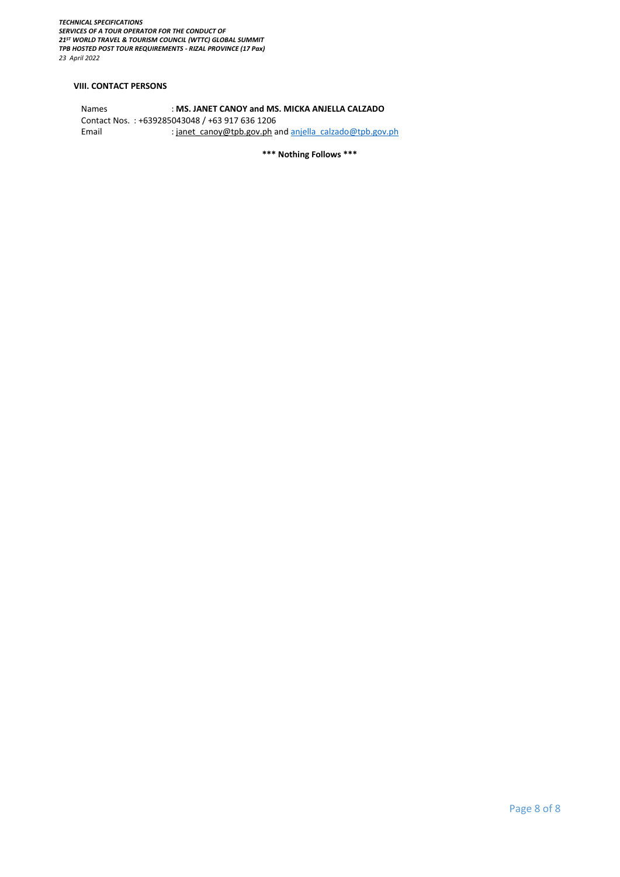### VIII. CONTACT PERSONS

Names : **MS. JANET CANOY and MS. MICKA ANJELLA CALZADO**
Contact Nos. : +639285043048 / +63 917 636 1206
Email : janet_canoy@tpb.gov.ph and anjella_calzado@tpb.gov.ph

**\*\*\* Nothing Follows \*\*\***